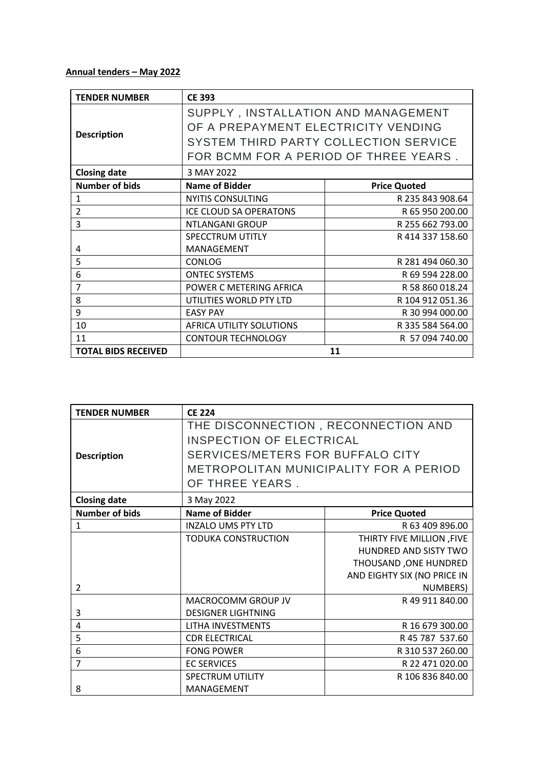**Annual tenders – May 2022**

| TENDER NUMBER | CE 393 | |
|---|---|---|
| Description | SUPPLY , INSTALLATION AND MANAGEMENT OF A PREPAYMENT ELECTRICITY VENDING SYSTEM THIRD PARTY COLLECTION SERVICE FOR BCMM FOR A PERIOD OF THREE YEARS . | |
| Closing date | 3 MAY 2022 | |
| **Number of bids** | **Name of Bidder** | **Price Quoted** |
| 1 | NYITIS CONSULTING | R 235 843 908.64 |
| 2 | ICE CLOUD SA OPERATONS | R 65 950 200.00 |
| 3 | NTLANGANI GROUP | R 255 662 793.00 |
| 4 | SPECCTRUM UTITLY MANAGEMENT | R 414 337 158.60 |
| 5 | CONLOG | R 281 494 060.30 |
| 6 | ONTEC SYSTEMS | R 69 594 228.00 |
| 7 | POWER C METERING AFRICA | R 58 860 018.24 |
| 8 | UTILITIES WORLD PTY LTD | R 104 912 051.36 |
| 9 | EASY PAY | R 30 994 000.00 |
| 10 | AFRICA UTILITY SOLUTIONS | R 335 584 564.00 |
| 11 | CONTOUR TECHNOLOGY | R 57 094 740.00 |
| **TOTAL BIDS RECEIVED** | **11** | |

| TENDER NUMBER | CE 224 | |
|---|---|---|
| Description | THE DISCONNECTION , RECONNECTION AND INSPECTION OF ELECTRICAL SERVICES/METERS FOR BUFFALO CITY METROPOLITAN MUNICIPALITY FOR A PERIOD OF THREE YEARS . | |
| Closing date | 3 May 2022 | |
| **Number of bids** | **Name of Bidder** | **Price Quoted** |
| 1 | INZALO UMS PTY LTD | R 63 409 896.00 |
| 2 | TODUKA CONSTRUCTION | THIRTY FIVE MILLION ,FIVE HUNDRED AND SISTY TWO THOUSAND ,ONE HUNDRED AND EIGHTY SIX (NO PRICE IN NUMBERS) |
| 3 | MACROCOMM GROUP JV DESIGNER LIGHTNING | R 49 911 840.00 |
| 4 | LITHA INVESTMENTS | R 16 679 300.00 |
| 5 | CDR ELECTRICAL | R 45 787 537.60 |
| 6 | FONG POWER | R 310 537 260.00 |
| 7 | EC SERVICES | R 22 471 020.00 |
| 8 | SPECTRUM UTILITY MANAGEMENT | R 106 836 840.00 |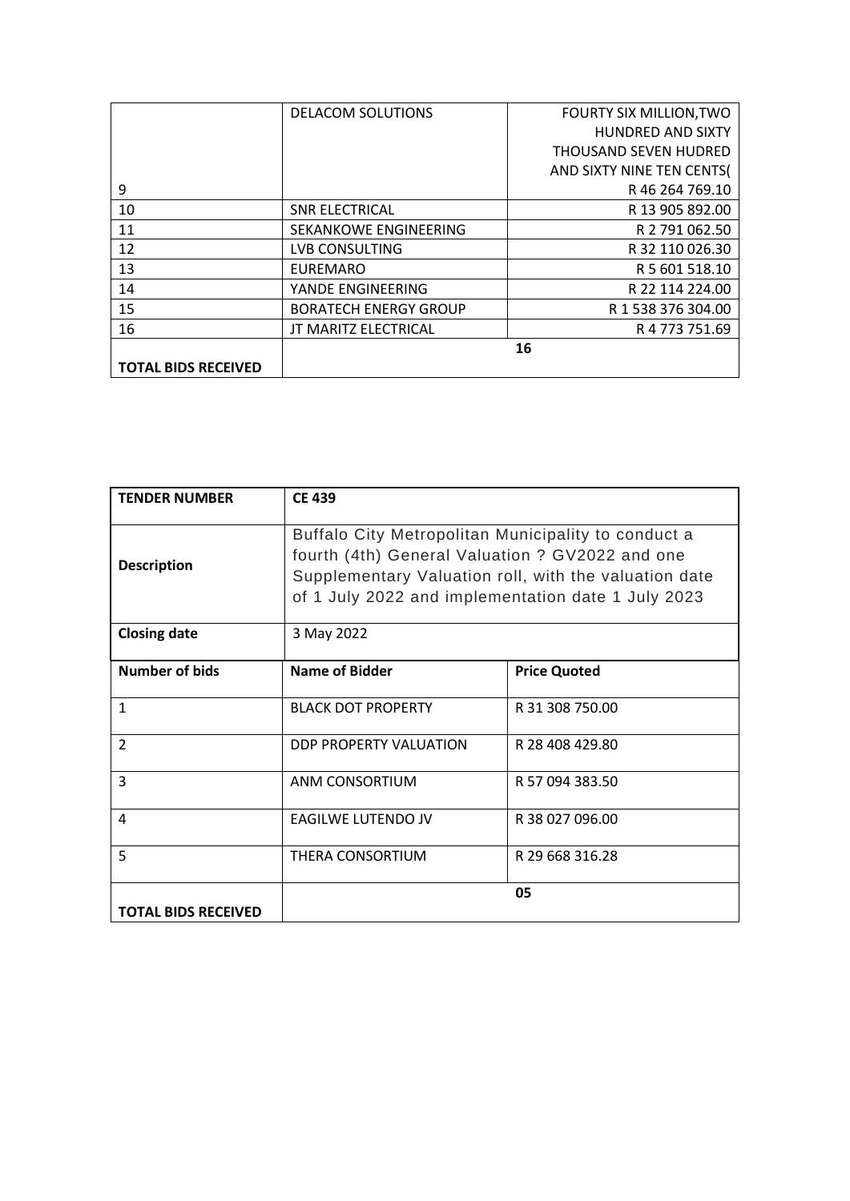| | | |
|---|---|---|
| 9 | DELACOM SOLUTIONS | FOURTY SIX MILLION,TWO HUNDRED AND SIXTY THOUSAND SEVEN HUDRED AND SIXTY NINE TEN CENTS( R 46 264 769.10 |
| 10 | SNR ELECTRICAL | R 13 905 892.00 |
| 11 | SEKANKOWE ENGINEERING | R 2 791 062.50 |
| 12 | LVB CONSULTING | R 32 110 026.30 |
| 13 | EUREMARO | R 5 601 518.10 |
| 14 | YANDE ENGINEERING | R 22 114 224.00 |
| 15 | BORATECH ENERGY GROUP | R 1 538 376 304.00 |
| 16 | JT MARITZ ELECTRICAL | R 4 773 751.69 |
| **TOTAL BIDS RECEIVED** | **16** | |

| **TENDER NUMBER** | **CE 439** | |
|---|---|---|
| **Description** | Buffalo City Metropolitan Municipality to conduct a fourth (4th) General Valuation ? GV2022 and one Supplementary Valuation roll, with the valuation date of 1 July 2022 and implementation date 1 July 2023 | |
| **Closing date** | 3 May 2022 | |
| **Number of bids** | **Name of Bidder** | **Price Quoted** |
| 1 | BLACK DOT PROPERTY | R 31 308 750.00 |
| 2 | DDP PROPERTY VALUATION | R 28 408 429.80 |
| 3 | ANM CONSORTIUM | R 57 094 383.50 |
| 4 | EAGILWE LUTENDO JV | R 38 027 096.00 |
| 5 | THERA CONSORTIUM | R 29 668 316.28 |
| **TOTAL BIDS RECEIVED** | **05** | |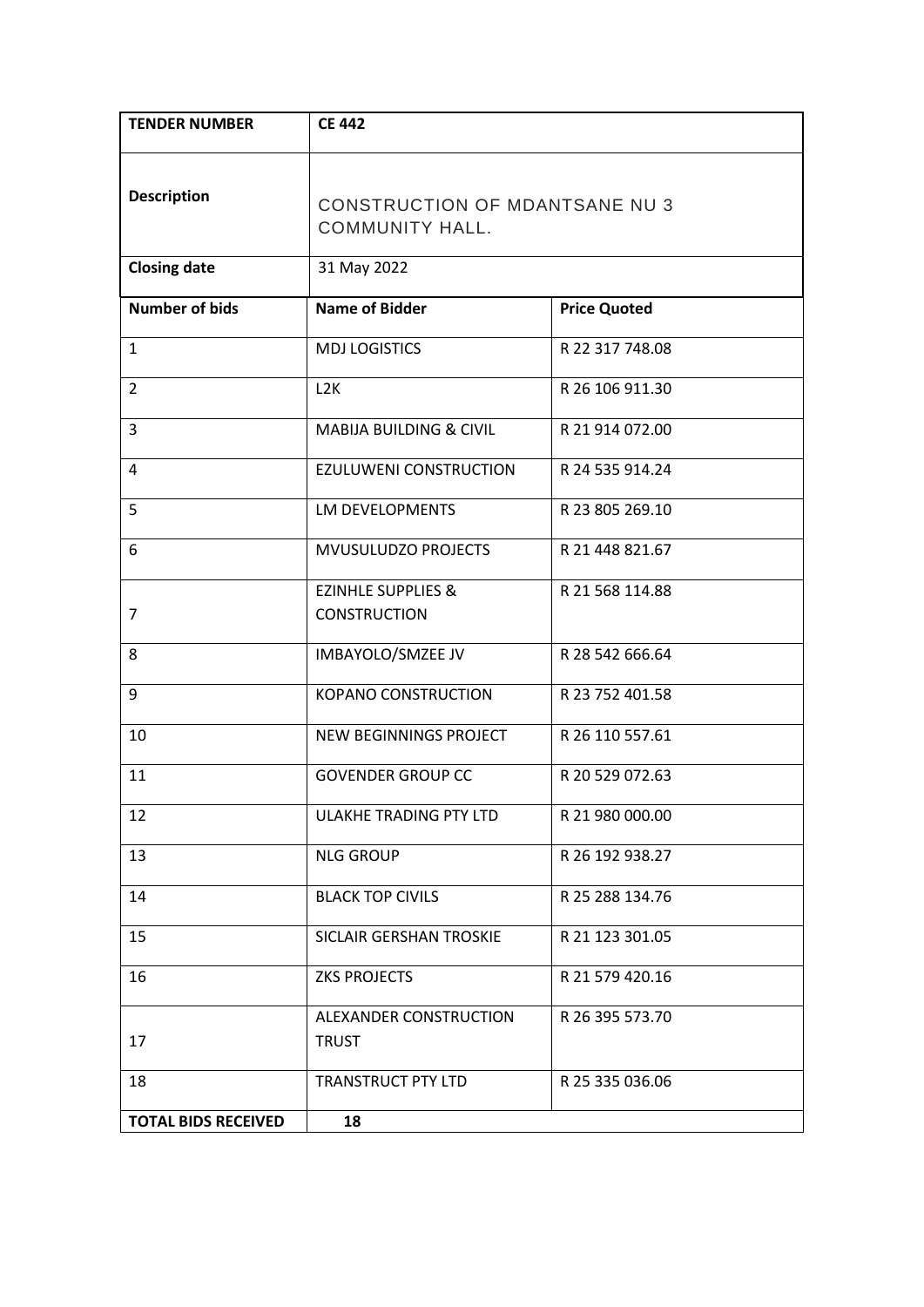| TENDER NUMBER | CE 442 | |
|---|---|---|
| Description | CONSTRUCTION OF MDANTSANE NU 3 COMMUNITY HALL. | |
| Closing date | 31 May 2022 | |
| **Number of bids** | **Name of Bidder** | **Price Quoted** |
| 1 | MDJ LOGISTICS | R 22 317 748.08 |
| 2 | L2K | R 26 106 911.30 |
| 3 | MABIJA BUILDING & CIVIL | R 21 914 072.00 |
| 4 | EZULUWENI CONSTRUCTION | R 24 535 914.24 |
| 5 | LM DEVELOPMENTS | R 23 805 269.10 |
| 6 | MVUSULUDZO PROJECTS | R 21 448 821.67 |
| 7 | EZINHLE SUPPLIES & CONSTRUCTION | R 21 568 114.88 |
| 8 | IMBAYOLO/SMZEE JV | R 28 542 666.64 |
| 9 | KOPANO CONSTRUCTION | R 23 752 401.58 |
| 10 | NEW BEGINNINGS PROJECT | R 26 110 557.61 |
| 11 | GOVENDER GROUP CC | R 20 529 072.63 |
| 12 | ULAKHE TRADING PTY LTD | R 21 980 000.00 |
| 13 | NLG GROUP | R 26 192 938.27 |
| 14 | BLACK TOP CIVILS | R 25 288 134.76 |
| 15 | SICLAIR GERSHAN TROSKIE | R 21 123 301.05 |
| 16 | ZKS PROJECTS | R 21 579 420.16 |
| 17 | ALEXANDER CONSTRUCTION TRUST | R 26 395 573.70 |
| 18 | TRANSTRUCT PTY LTD | R 25 335 036.06 |
| **TOTAL BIDS RECEIVED** | **18** | |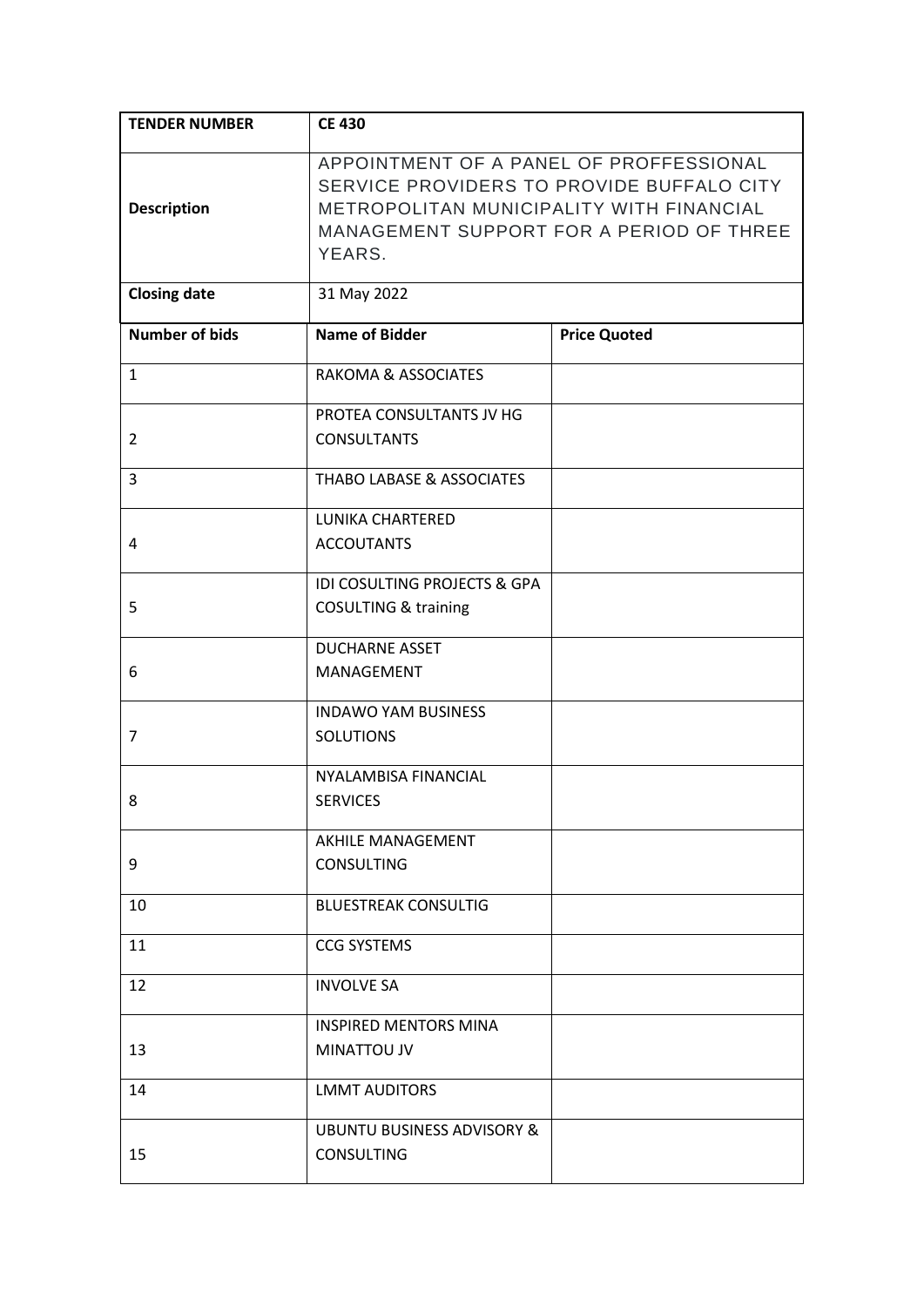| TENDER NUMBER | CE 430 | |
|---|---|---|
| Description | APPOINTMENT OF A PANEL OF PROFFESSIONAL SERVICE PROVIDERS TO PROVIDE BUFFALO CITY METROPOLITAN MUNICIPALITY WITH FINANCIAL MANAGEMENT SUPPORT FOR A PERIOD OF THREE YEARS. | |
| Closing date | 31 May 2022 | |
| **Number of bids** | **Name of Bidder** | **Price Quoted** |
| 1 | RAKOMA & ASSOCIATES | |
| 2 | PROTEA CONSULTANTS JV HG CONSULTANTS | |
| 3 | THABO LABASE & ASSOCIATES | |
| 4 | LUNIKA CHARTERED ACCOUTANTS | |
| 5 | IDI COSULTING PROJECTS & GPA COSULTING & training | |
| 6 | DUCHARNE ASSET MANAGEMENT | |
| 7 | INDAWO YAM BUSINESS SOLUTIONS | |
| 8 | NYALAMBISA FINANCIAL SERVICES | |
| 9 | AKHILE MANAGEMENT CONSULTING | |
| 10 | BLUESTREAK CONSULTIG | |
| 11 | CCG SYSTEMS | |
| 12 | INVOLVE SA | |
| 13 | INSPIRED MENTORS MINA MINATTOU JV | |
| 14 | LMMT AUDITORS | |
| 15 | UBUNTU BUSINESS ADVISORY & CONSULTING | |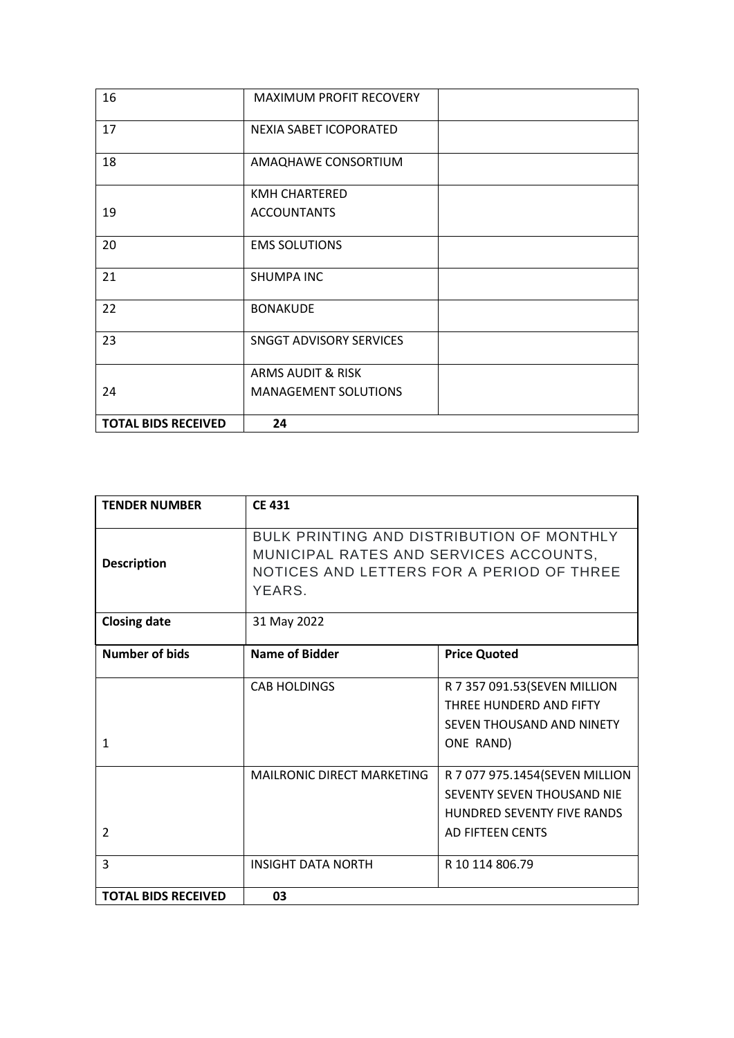| | | |
|---|---|---|
| 16 | MAXIMUM PROFIT RECOVERY | |
| 17 | NEXIA SABET ICOPORATED | |
| 18 | AMAQHAWE CONSORTIUM | |
| 19 | KMH CHARTERED ACCOUNTANTS | |
| 20 | EMS SOLUTIONS | |
| 21 | SHUMPA INC | |
| 22 | BONAKUDE | |
| 23 | SNGGT ADVISORY SERVICES | |
| 24 | ARMS AUDIT & RISK MANAGEMENT SOLUTIONS | |
| **TOTAL BIDS RECEIVED** | **24** | |

| **TENDER NUMBER** | **CE 431** | |
|---|---|---|
| **Description** | BULK PRINTING AND DISTRIBUTION OF MONTHLY MUNICIPAL RATES AND SERVICES ACCOUNTS, NOTICES AND LETTERS FOR A PERIOD OF THREE YEARS. | |
| **Closing date** | 31 May 2022 | |
| **Number of bids** | **Name of Bidder** | **Price Quoted** |
| 1 | CAB HOLDINGS | R 7 357 091.53(SEVEN MILLION THREE HUNDERD AND FIFTY SEVEN THOUSAND AND NINETY ONE RAND) |
| 2 | MAILRONIC DIRECT MARKETING | R 7 077 975.1454(SEVEN MILLION SEVENTY SEVEN THOUSAND NIE HUNDRED SEVENTY FIVE RANDS AD FIFTEEN CENTS |
| 3 | INSIGHT DATA NORTH | R 10 114 806.79 |
| **TOTAL BIDS RECEIVED** | **03** | |